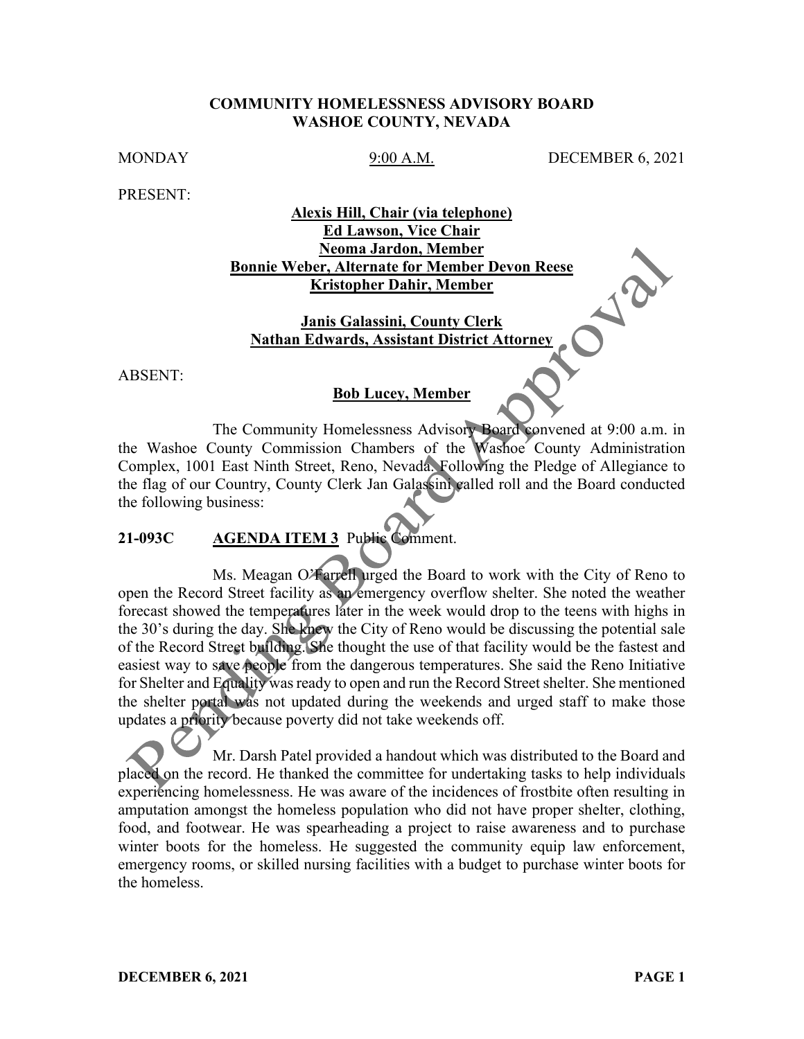**COMMUNITY HOMELESSNESS ADVISORY BOARD**
**WASHOE COUNTY, NEVADA**

MONDAY 9:00 A.M. DECEMBER 6, 2021

PRESENT:

**Alexis Hill, Chair (via telephone)**
**Ed Lawson, Vice Chair**
**Neoma Jardon, Member**
**Bonnie Weber, Alternate for Member Devon Reese**
**Kristopher Dahir, Member**

**Janis Galassini, County Clerk**
**Nathan Edwards, Assistant District Attorney**

ABSENT:

**Bob Lucey, Member**

The Community Homelessness Advisory Board convened at 9:00 a.m. in the Washoe County Commission Chambers of the Washoe County Administration Complex, 1001 East Ninth Street, Reno, Nevada. Following the Pledge of Allegiance to the flag of our Country, County Clerk Jan Galassini called roll and the Board conducted the following business:

**21-093C AGENDA ITEM 3** Public Comment.

Ms. Meagan O'Farrell urged the Board to work with the City of Reno to open the Record Street facility as an emergency overflow shelter. She noted the weather forecast showed the temperatures later in the week would drop to the teens with highs in the 30's during the day. She knew the City of Reno would be discussing the potential sale of the Record Street building. She thought the use of that facility would be the fastest and easiest way to save people from the dangerous temperatures. She said the Reno Initiative for Shelter and Equality was ready to open and run the Record Street shelter. She mentioned the shelter portal was not updated during the weekends and urged staff to make those updates a priority because poverty did not take weekends off.

Mr. Darsh Patel provided a handout which was distributed to the Board and placed on the record. He thanked the committee for undertaking tasks to help individuals experiencing homelessness. He was aware of the incidences of frostbite often resulting in amputation amongst the homeless population who did not have proper shelter, clothing, food, and footwear. He was spearheading a project to raise awareness and to purchase winter boots for the homeless. He suggested the community equip law enforcement, emergency rooms, or skilled nursing facilities with a budget to purchase winter boots for the homeless.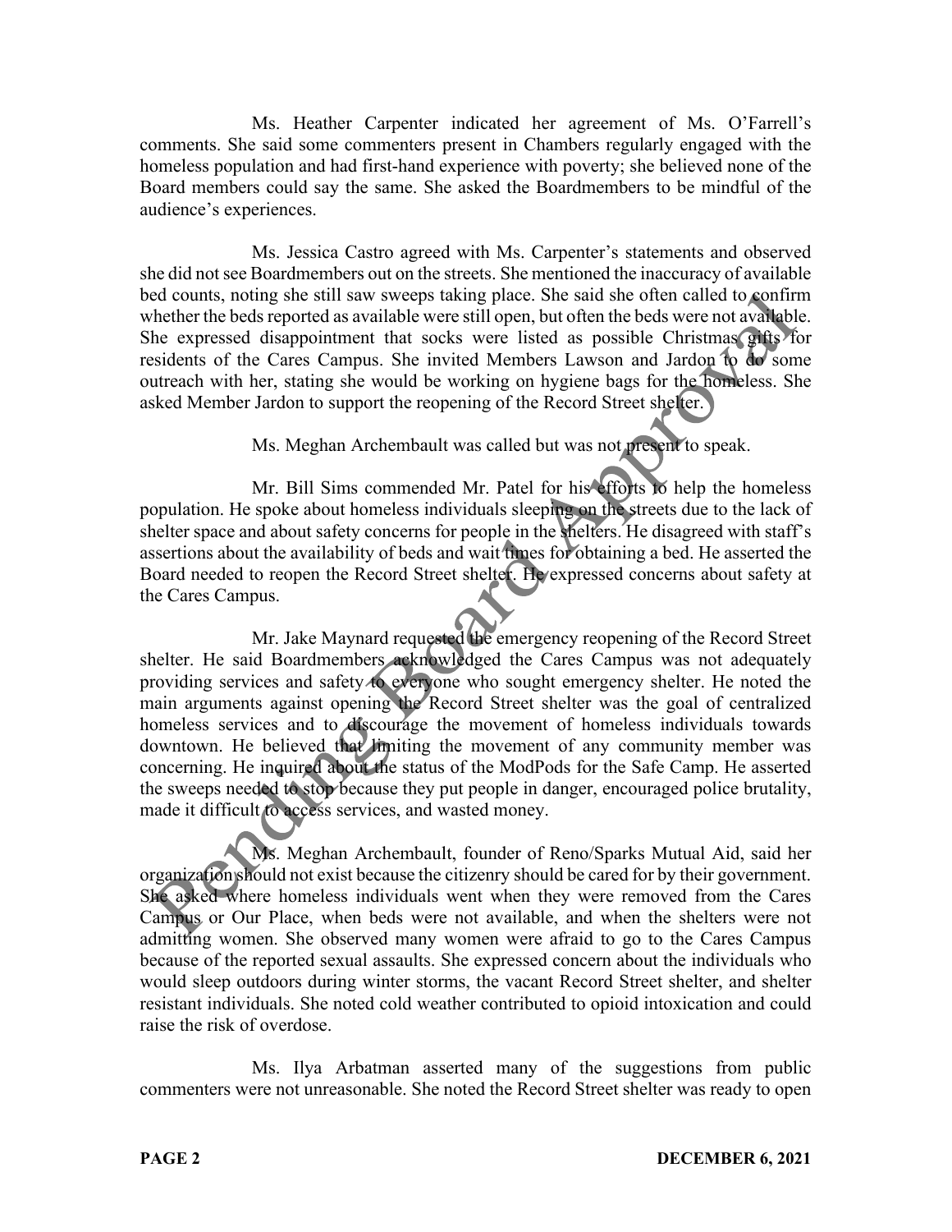Ms. Heather Carpenter indicated her agreement of Ms. O'Farrell's comments. She said some commenters present in Chambers regularly engaged with the homeless population and had first-hand experience with poverty; she believed none of the Board members could say the same. She asked the Boardmembers to be mindful of the audience's experiences.

Ms. Jessica Castro agreed with Ms. Carpenter's statements and observed she did not see Boardmembers out on the streets. She mentioned the inaccuracy of available bed counts, noting she still saw sweeps taking place. She said she often called to confirm whether the beds reported as available were still open, but often the beds were not available. She expressed disappointment that socks were listed as possible Christmas gifts for residents of the Cares Campus. She invited Members Lawson and Jardon to do some outreach with her, stating she would be working on hygiene bags for the homeless. She asked Member Jardon to support the reopening of the Record Street shelter.

Ms. Meghan Archembault was called but was not present to speak.

Mr. Bill Sims commended Mr. Patel for his efforts to help the homeless population. He spoke about homeless individuals sleeping on the streets due to the lack of shelter space and about safety concerns for people in the shelters. He disagreed with staff's assertions about the availability of beds and wait times for obtaining a bed. He asserted the Board needed to reopen the Record Street shelter. He expressed concerns about safety at the Cares Campus.

Mr. Jake Maynard requested the emergency reopening of the Record Street shelter. He said Boardmembers acknowledged the Cares Campus was not adequately providing services and safety to everyone who sought emergency shelter. He noted the main arguments against opening the Record Street shelter was the goal of centralized homeless services and to discourage the movement of homeless individuals towards downtown. He believed that limiting the movement of any community member was concerning. He inquired about the status of the ModPods for the Safe Camp. He asserted the sweeps needed to stop because they put people in danger, encouraged police brutality, made it difficult to access services, and wasted money.

Ms. Meghan Archembault, founder of Reno/Sparks Mutual Aid, said her organization should not exist because the citizenry should be cared for by their government. She asked where homeless individuals went when they were removed from the Cares Campus or Our Place, when beds were not available, and when the shelters were not admitting women. She observed many women were afraid to go to the Cares Campus because of the reported sexual assaults. She expressed concern about the individuals who would sleep outdoors during winter storms, the vacant Record Street shelter, and shelter resistant individuals. She noted cold weather contributed to opioid intoxication and could raise the risk of overdose.

Ms. Ilya Arbatman asserted many of the suggestions from public commenters were not unreasonable. She noted the Record Street shelter was ready to open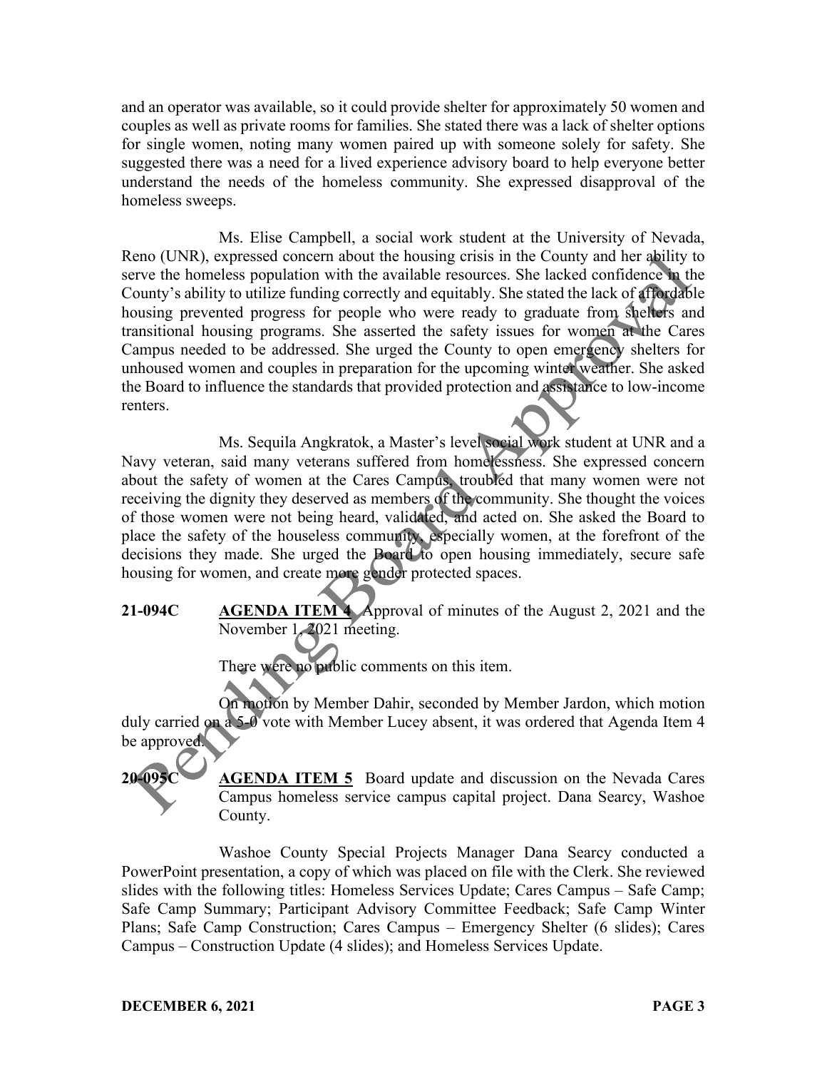and an operator was available, so it could provide shelter for approximately 50 women and couples as well as private rooms for families. She stated there was a lack of shelter options for single women, noting many women paired up with someone solely for safety. She suggested there was a need for a lived experience advisory board to help everyone better understand the needs of the homeless community. She expressed disapproval of the homeless sweeps.

Ms. Elise Campbell, a social work student at the University of Nevada, Reno (UNR), expressed concern about the housing crisis in the County and her ability to serve the homeless population with the available resources. She lacked confidence in the County's ability to utilize funding correctly and equitably. She stated the lack of affordable housing prevented progress for people who were ready to graduate from shelters and transitional housing programs. She asserted the safety issues for women at the Cares Campus needed to be addressed. She urged the County to open emergency shelters for unhoused women and couples in preparation for the upcoming winter weather. She asked the Board to influence the standards that provided protection and assistance to low-income renters.

Ms. Sequila Angkratok, a Master's level social work student at UNR and a Navy veteran, said many veterans suffered from homelessness. She expressed concern about the safety of women at the Cares Campus, troubled that many women were not receiving the dignity they deserved as members of the community. She thought the voices of those women were not being heard, validated, and acted on. She asked the Board to place the safety of the houseless community, especially women, at the forefront of the decisions they made. She urged the Board to open housing immediately, secure safe housing for women, and create more gender protected spaces.

**21-094C** **AGENDA ITEM 4** Approval of minutes of the August 2, 2021 and the November 1, 2021 meeting.

There were no public comments on this item.

On motion by Member Dahir, seconded by Member Jardon, which motion duly carried on a 5-0 vote with Member Lucey absent, it was ordered that Agenda Item 4 be approved.

**20-095C** **AGENDA ITEM 5** Board update and discussion on the Nevada Cares Campus homeless service campus capital project. Dana Searcy, Washoe County.

Washoe County Special Projects Manager Dana Searcy conducted a PowerPoint presentation, a copy of which was placed on file with the Clerk. She reviewed slides with the following titles: Homeless Services Update; Cares Campus – Safe Camp; Safe Camp Summary; Participant Advisory Committee Feedback; Safe Camp Winter Plans; Safe Camp Construction; Cares Campus – Emergency Shelter (6 slides); Cares Campus – Construction Update (4 slides); and Homeless Services Update.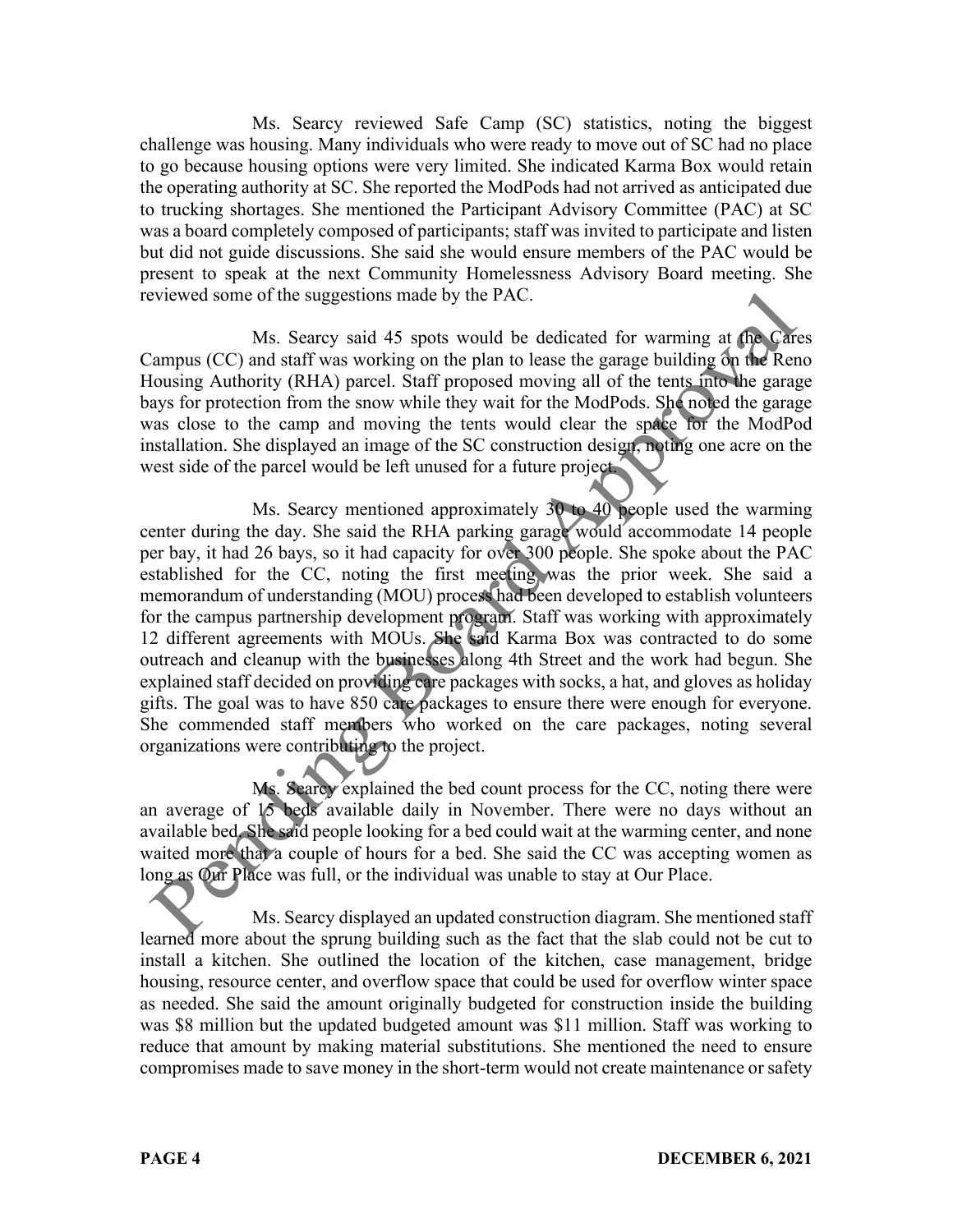Ms. Searcy reviewed Safe Camp (SC) statistics, noting the biggest challenge was housing. Many individuals who were ready to move out of SC had no place to go because housing options were very limited. She indicated Karma Box would retain the operating authority at SC. She reported the ModPods had not arrived as anticipated due to trucking shortages. She mentioned the Participant Advisory Committee (PAC) at SC was a board completely composed of participants; staff was invited to participate and listen but did not guide discussions. She said she would ensure members of the PAC would be present to speak at the next Community Homelessness Advisory Board meeting. She reviewed some of the suggestions made by the PAC.

Ms. Searcy said 45 spots would be dedicated for warming at the Cares Campus (CC) and staff was working on the plan to lease the garage building on the Reno Housing Authority (RHA) parcel. Staff proposed moving all of the tents into the garage bays for protection from the snow while they wait for the ModPods. She noted the garage was close to the camp and moving the tents would clear the space for the ModPod installation. She displayed an image of the SC construction design, noting one acre on the west side of the parcel would be left unused for a future project.

Ms. Searcy mentioned approximately 30 to 40 people used the warming center during the day. She said the RHA parking garage would accommodate 14 people per bay, it had 26 bays, so it had capacity for over 300 people. She spoke about the PAC established for the CC, noting the first meeting was the prior week. She said a memorandum of understanding (MOU) process had been developed to establish volunteers for the campus partnership development program. Staff was working with approximately 12 different agreements with MOUs. She said Karma Box was contracted to do some outreach and cleanup with the businesses along 4th Street and the work had begun. She explained staff decided on providing care packages with socks, a hat, and gloves as holiday gifts. The goal was to have 850 care packages to ensure there were enough for everyone. She commended staff members who worked on the care packages, noting several organizations were contributing to the project.

Ms. Searcy explained the bed count process for the CC, noting there were an average of 15 beds available daily in November. There were no days without an available bed. She said people looking for a bed could wait at the warming center, and none waited more that a couple of hours for a bed. She said the CC was accepting women as long as Our Place was full, or the individual was unable to stay at Our Place.

Ms. Searcy displayed an updated construction diagram. She mentioned staff learned more about the sprung building such as the fact that the slab could not be cut to install a kitchen. She outlined the location of the kitchen, case management, bridge housing, resource center, and overflow space that could be used for overflow winter space as needed. She said the amount originally budgeted for construction inside the building was $8 million but the updated budgeted amount was $11 million. Staff was working to reduce that amount by making material substitutions. She mentioned the need to ensure compromises made to save money in the short-term would not create maintenance or safety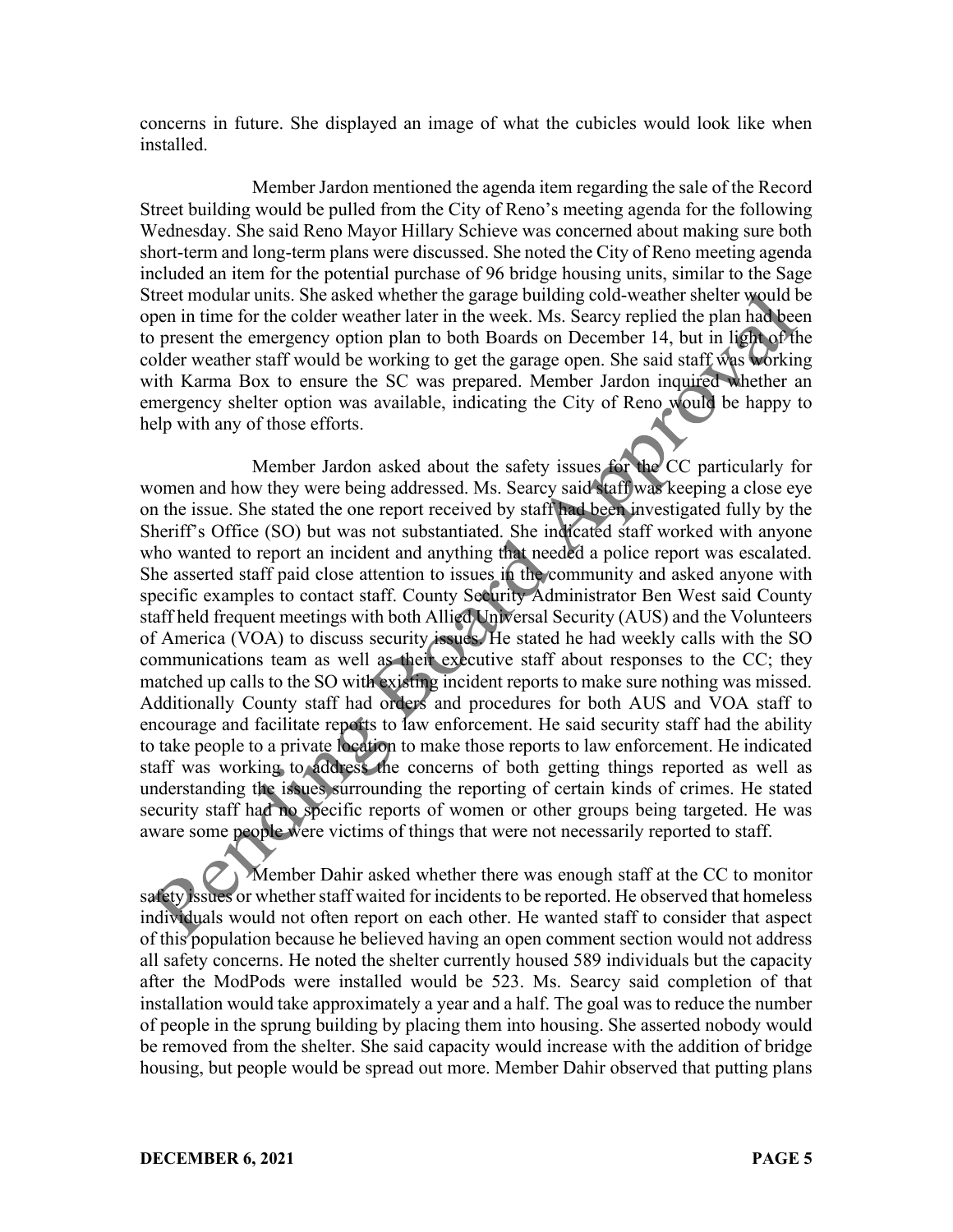concerns in future. She displayed an image of what the cubicles would look like when installed.

Member Jardon mentioned the agenda item regarding the sale of the Record Street building would be pulled from the City of Reno's meeting agenda for the following Wednesday. She said Reno Mayor Hillary Schieve was concerned about making sure both short-term and long-term plans were discussed. She noted the City of Reno meeting agenda included an item for the potential purchase of 96 bridge housing units, similar to the Sage Street modular units. She asked whether the garage building cold-weather shelter would be open in time for the colder weather later in the week. Ms. Searcy replied the plan had been to present the emergency option plan to both Boards on December 14, but in light of the colder weather staff would be working to get the garage open. She said staff was working with Karma Box to ensure the SC was prepared. Member Jardon inquired whether an emergency shelter option was available, indicating the City of Reno would be happy to help with any of those efforts.

Member Jardon asked about the safety issues for the CC particularly for women and how they were being addressed. Ms. Searcy said staff was keeping a close eye on the issue. She stated the one report received by staff had been investigated fully by the Sheriff's Office (SO) but was not substantiated. She indicated staff worked with anyone who wanted to report an incident and anything that needed a police report was escalated. She asserted staff paid close attention to issues in the community and asked anyone with specific examples to contact staff. County Security Administrator Ben West said County staff held frequent meetings with both Allied Universal Security (AUS) and the Volunteers of America (VOA) to discuss security issues. He stated he had weekly calls with the SO communications team as well as their executive staff about responses to the CC; they matched up calls to the SO with existing incident reports to make sure nothing was missed. Additionally County staff had orders and procedures for both AUS and VOA staff to encourage and facilitate reports to law enforcement. He said security staff had the ability to take people to a private location to make those reports to law enforcement. He indicated staff was working to address the concerns of both getting things reported as well as understanding the issues surrounding the reporting of certain kinds of crimes. He stated security staff had no specific reports of women or other groups being targeted. He was aware some people were victims of things that were not necessarily reported to staff.

Member Dahir asked whether there was enough staff at the CC to monitor safety issues or whether staff waited for incidents to be reported. He observed that homeless individuals would not often report on each other. He wanted staff to consider that aspect of this population because he believed having an open comment section would not address all safety concerns. He noted the shelter currently housed 589 individuals but the capacity after the ModPods were installed would be 523. Ms. Searcy said completion of that installation would take approximately a year and a half. The goal was to reduce the number of people in the sprung building by placing them into housing. She asserted nobody would be removed from the shelter. She said capacity would increase with the addition of bridge housing, but people would be spread out more. Member Dahir observed that putting plans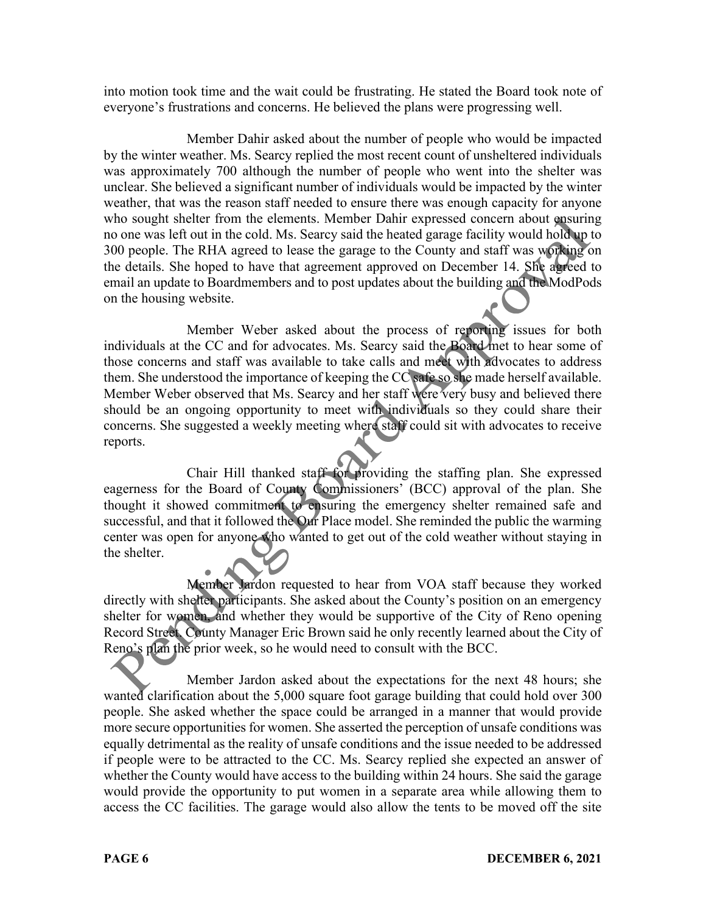into motion took time and the wait could be frustrating. He stated the Board took note of everyone's frustrations and concerns. He believed the plans were progressing well.

Member Dahir asked about the number of people who would be impacted by the winter weather. Ms. Searcy replied the most recent count of unsheltered individuals was approximately 700 although the number of people who went into the shelter was unclear. She believed a significant number of individuals would be impacted by the winter weather, that was the reason staff needed to ensure there was enough capacity for anyone who sought shelter from the elements. Member Dahir expressed concern about ensuring no one was left out in the cold. Ms. Searcy said the heated garage facility would hold up to 300 people. The RHA agreed to lease the garage to the County and staff was working on the details. She hoped to have that agreement approved on December 14. She agreed to email an update to Boardmembers and to post updates about the building and the ModPods on the housing website.

Member Weber asked about the process of reporting issues for both individuals at the CC and for advocates. Ms. Searcy said the Board met to hear some of those concerns and staff was available to take calls and meet with advocates to address them. She understood the importance of keeping the CC safe so she made herself available. Member Weber observed that Ms. Searcy and her staff were very busy and believed there should be an ongoing opportunity to meet with individuals so they could share their concerns. She suggested a weekly meeting where staff could sit with advocates to receive reports.

Chair Hill thanked staff for providing the staffing plan. She expressed eagerness for the Board of County Commissioners' (BCC) approval of the plan. She thought it showed commitment to ensuring the emergency shelter remained safe and successful, and that it followed the Our Place model. She reminded the public the warming center was open for anyone who wanted to get out of the cold weather without staying in the shelter.

Member Jardon requested to hear from VOA staff because they worked directly with shelter participants. She asked about the County's position on an emergency shelter for women, and whether they would be supportive of the City of Reno opening Record Street. County Manager Eric Brown said he only recently learned about the City of Reno's plan the prior week, so he would need to consult with the BCC.

Member Jardon asked about the expectations for the next 48 hours; she wanted clarification about the 5,000 square foot garage building that could hold over 300 people. She asked whether the space could be arranged in a manner that would provide more secure opportunities for women. She asserted the perception of unsafe conditions was equally detrimental as the reality of unsafe conditions and the issue needed to be addressed if people were to be attracted to the CC. Ms. Searcy replied she expected an answer of whether the County would have access to the building within 24 hours. She said the garage would provide the opportunity to put women in a separate area while allowing them to access the CC facilities. The garage would also allow the tents to be moved off the site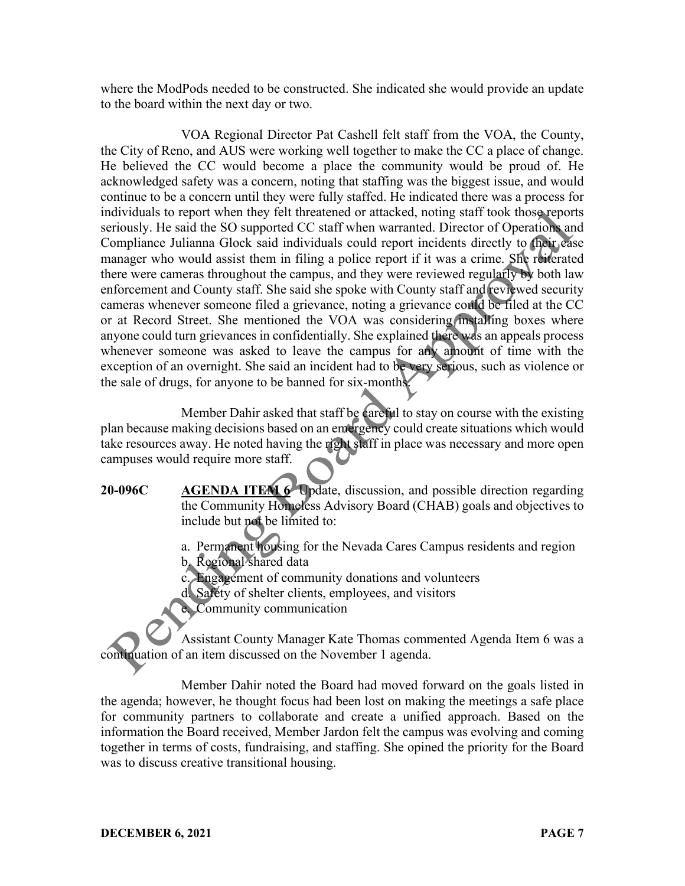where the ModPods needed to be constructed. She indicated she would provide an update to the board within the next day or two.

VOA Regional Director Pat Cashell felt staff from the VOA, the County, the City of Reno, and AUS were working well together to make the CC a place of change. He believed the CC would become a place the community would be proud of. He acknowledged safety was a concern, noting that staffing was the biggest issue, and would continue to be a concern until they were fully staffed. He indicated there was a process for individuals to report when they felt threatened or attacked, noting staff took those reports seriously. He said the SO supported CC staff when warranted. Director of Operations and Compliance Julianna Glock said individuals could report incidents directly to their case manager who would assist them in filing a police report if it was a crime. She reiterated there were cameras throughout the campus, and they were reviewed regularly by both law enforcement and County staff. She said she spoke with County staff and reviewed security cameras whenever someone filed a grievance, noting a grievance could be filed at the CC or at Record Street. She mentioned the VOA was considering installing boxes where anyone could turn grievances in confidentially. She explained there was an appeals process whenever someone was asked to leave the campus for any amount of time with the exception of an overnight. She said an incident had to be very serious, such as violence or the sale of drugs, for anyone to be banned for six-months.

Member Dahir asked that staff be careful to stay on course with the existing plan because making decisions based on an emergency could create situations which would take resources away. He noted having the right staff in place was necessary and more open campuses would require more staff.

**20-096C** **AGENDA ITEM 6** Update, discussion, and possible direction regarding the Community Homeless Advisory Board (CHAB) goals and objectives to include but not be limited to:

a. Permanent housing for the Nevada Cares Campus residents and region
b. Regional shared data
c. Engagement of community donations and volunteers
d. Safety of shelter clients, employees, and visitors
e. Community communication

Assistant County Manager Kate Thomas commented Agenda Item 6 was a continuation of an item discussed on the November 1 agenda.

Member Dahir noted the Board had moved forward on the goals listed in the agenda; however, he thought focus had been lost on making the meetings a safe place for community partners to collaborate and create a unified approach. Based on the information the Board received, Member Jardon felt the campus was evolving and coming together in terms of costs, fundraising, and staffing. She opined the priority for the Board was to discuss creative transitional housing.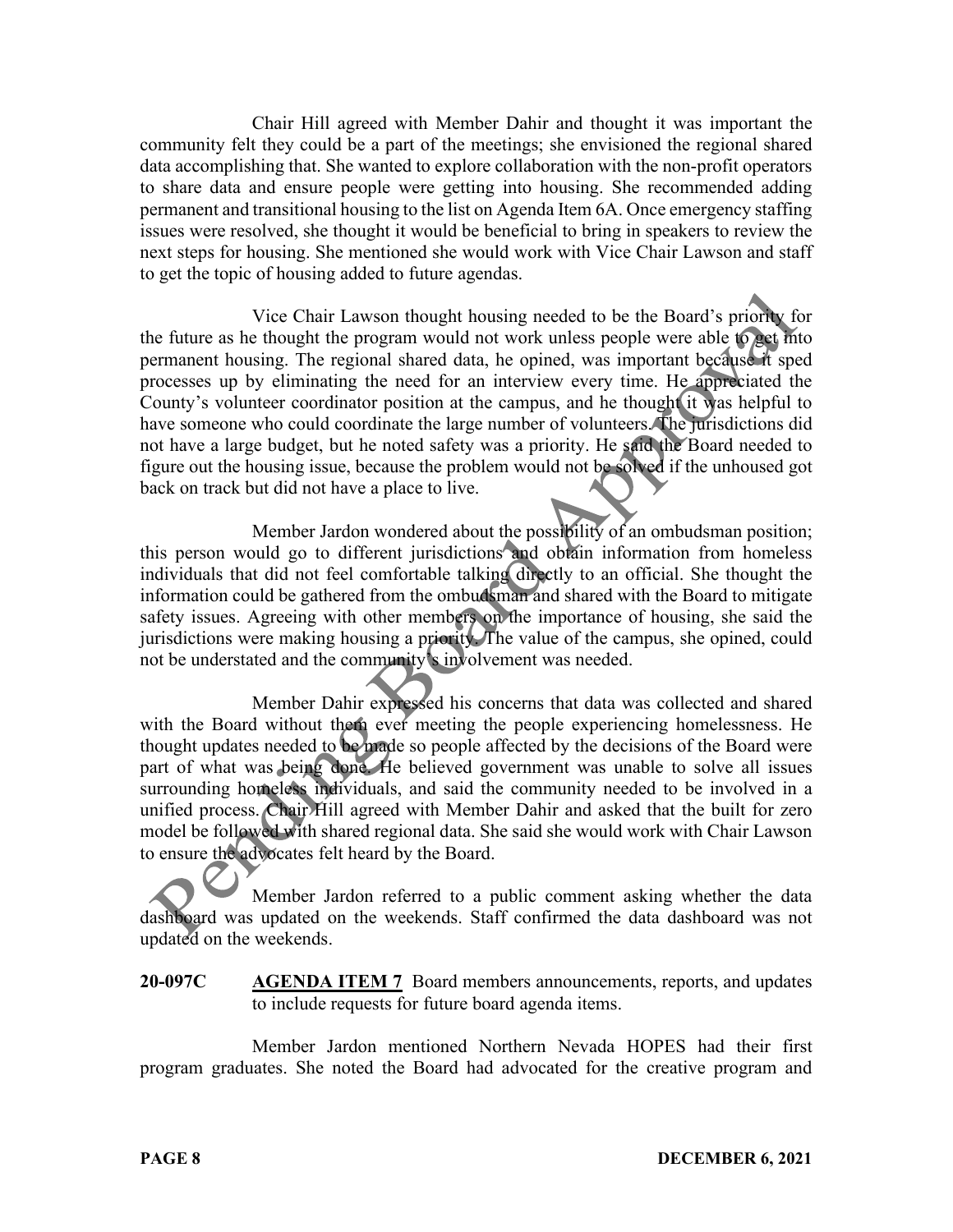Chair Hill agreed with Member Dahir and thought it was important the community felt they could be a part of the meetings; she envisioned the regional shared data accomplishing that. She wanted to explore collaboration with the non-profit operators to share data and ensure people were getting into housing. She recommended adding permanent and transitional housing to the list on Agenda Item 6A. Once emergency staffing issues were resolved, she thought it would be beneficial to bring in speakers to review the next steps for housing. She mentioned she would work with Vice Chair Lawson and staff to get the topic of housing added to future agendas.

Vice Chair Lawson thought housing needed to be the Board's priority for the future as he thought the program would not work unless people were able to get into permanent housing. The regional shared data, he opined, was important because it sped processes up by eliminating the need for an interview every time. He appreciated the County's volunteer coordinator position at the campus, and he thought it was helpful to have someone who could coordinate the large number of volunteers. The jurisdictions did not have a large budget, but he noted safety was a priority. He said the Board needed to figure out the housing issue, because the problem would not be solved if the unhoused got back on track but did not have a place to live.

Member Jardon wondered about the possibility of an ombudsman position; this person would go to different jurisdictions and obtain information from homeless individuals that did not feel comfortable talking directly to an official. She thought the information could be gathered from the ombudsman and shared with the Board to mitigate safety issues. Agreeing with other members on the importance of housing, she said the jurisdictions were making housing a priority. The value of the campus, she opined, could not be understated and the community's involvement was needed.

Member Dahir expressed his concerns that data was collected and shared with the Board without them ever meeting the people experiencing homelessness. He thought updates needed to be made so people affected by the decisions of the Board were part of what was being done. He believed government was unable to solve all issues surrounding homeless individuals, and said the community needed to be involved in a unified process. Chair Hill agreed with Member Dahir and asked that the built for zero model be followed with shared regional data. She said she would work with Chair Lawson to ensure the advocates felt heard by the Board.

Member Jardon referred to a public comment asking whether the data dashboard was updated on the weekends. Staff confirmed the data dashboard was not updated on the weekends.

**20-097C** **AGENDA ITEM 7** Board members announcements, reports, and updates to include requests for future board agenda items.

Member Jardon mentioned Northern Nevada HOPES had their first program graduates. She noted the Board had advocated for the creative program and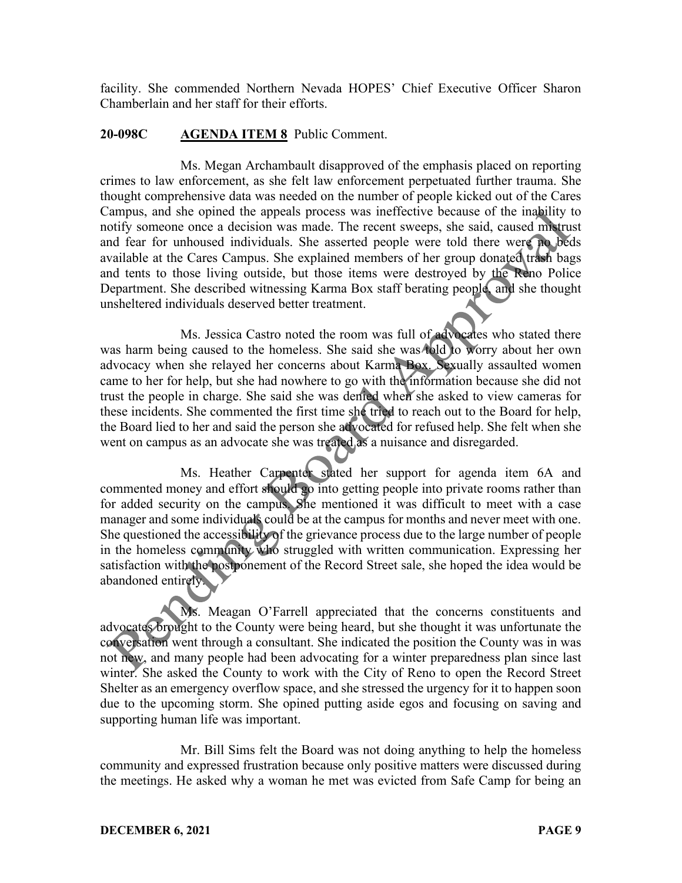facility. She commended Northern Nevada HOPES' Chief Executive Officer Sharon Chamberlain and her staff for their efforts.

**20-098C AGENDA ITEM 8** Public Comment.

Ms. Megan Archambault disapproved of the emphasis placed on reporting crimes to law enforcement, as she felt law enforcement perpetuated further trauma. She thought comprehensive data was needed on the number of people kicked out of the Cares Campus, and she opined the appeals process was ineffective because of the inability to notify someone once a decision was made. The recent sweeps, she said, caused mistrust and fear for unhoused individuals. She asserted people were told there were no beds available at the Cares Campus. She explained members of her group donated trash bags and tents to those living outside, but those items were destroyed by the Reno Police Department. She described witnessing Karma Box staff berating people, and she thought unsheltered individuals deserved better treatment.

Ms. Jessica Castro noted the room was full of advocates who stated there was harm being caused to the homeless. She said she was told to worry about her own advocacy when she relayed her concerns about Karma Box. Sexually assaulted women came to her for help, but she had nowhere to go with the information because she did not trust the people in charge. She said she was denied when she asked to view cameras for these incidents. She commented the first time she tried to reach out to the Board for help, the Board lied to her and said the person she advocated for refused help. She felt when she went on campus as an advocate she was treated as a nuisance and disregarded.

Ms. Heather Carpenter stated her support for agenda item 6A and commented money and effort should go into getting people into private rooms rather than for added security on the campus. She mentioned it was difficult to meet with a case manager and some individuals could be at the campus for months and never meet with one. She questioned the accessibility of the grievance process due to the large number of people in the homeless community who struggled with written communication. Expressing her satisfaction with the postponement of the Record Street sale, she hoped the idea would be abandoned entirely.

Ms. Meagan O'Farrell appreciated that the concerns constituents and advocates brought to the County were being heard, but she thought it was unfortunate the conversation went through a consultant. She indicated the position the County was in was not new, and many people had been advocating for a winter preparedness plan since last winter. She asked the County to work with the City of Reno to open the Record Street Shelter as an emergency overflow space, and she stressed the urgency for it to happen soon due to the upcoming storm. She opined putting aside egos and focusing on saving and supporting human life was important.

Mr. Bill Sims felt the Board was not doing anything to help the homeless community and expressed frustration because only positive matters were discussed during the meetings. He asked why a woman he met was evicted from Safe Camp for being an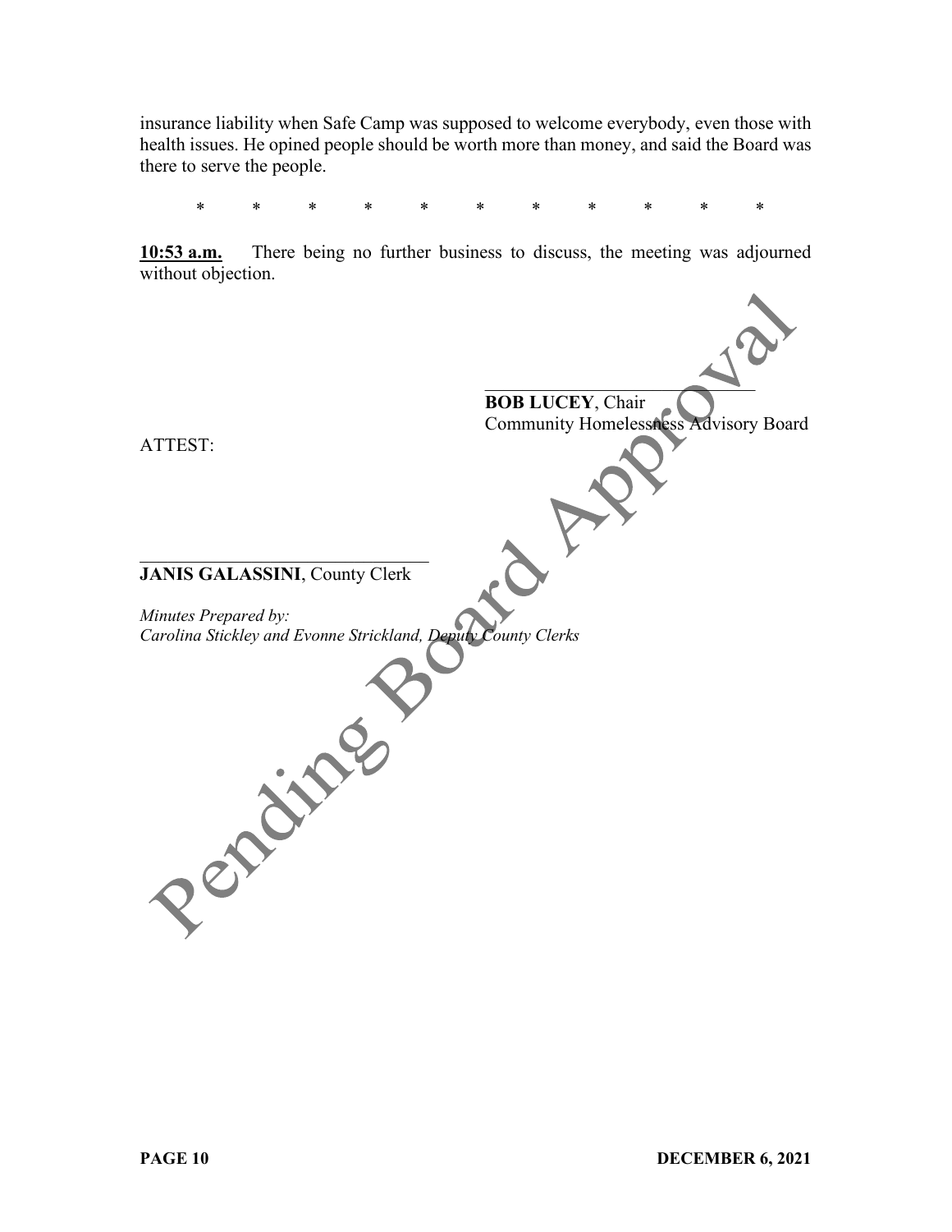insurance liability when Safe Camp was supposed to welcome everybody, even those with health issues. He opined people should be worth more than money, and said the Board was there to serve the people.

\* \* \* \* \* \* \* \* \* \* \*

**10:53 a.m.** There being no further business to discuss, the meeting was adjourned without objection.

\_\_\_\_\_\_\_\_\_\_\_\_\_\_\_\_\_\_\_\_\_\_\_\_\_\_\_\_\_\_\_\_

**BOB LUCEY**, Chair
Community Homelessness Advisory Board

ATTEST:

\_\_\_\_\_\_\_\_\_\_\_\_\_\_\_\_\_\_\_\_\_\_\_\_\_\_\_\_\_\_\_\_

**JANIS GALASSINI**, County Clerk

*Minutes Prepared by:*
*Carolina Stickley and Evonne Strickland, Deputy County Clerks*

Pending Board Approval